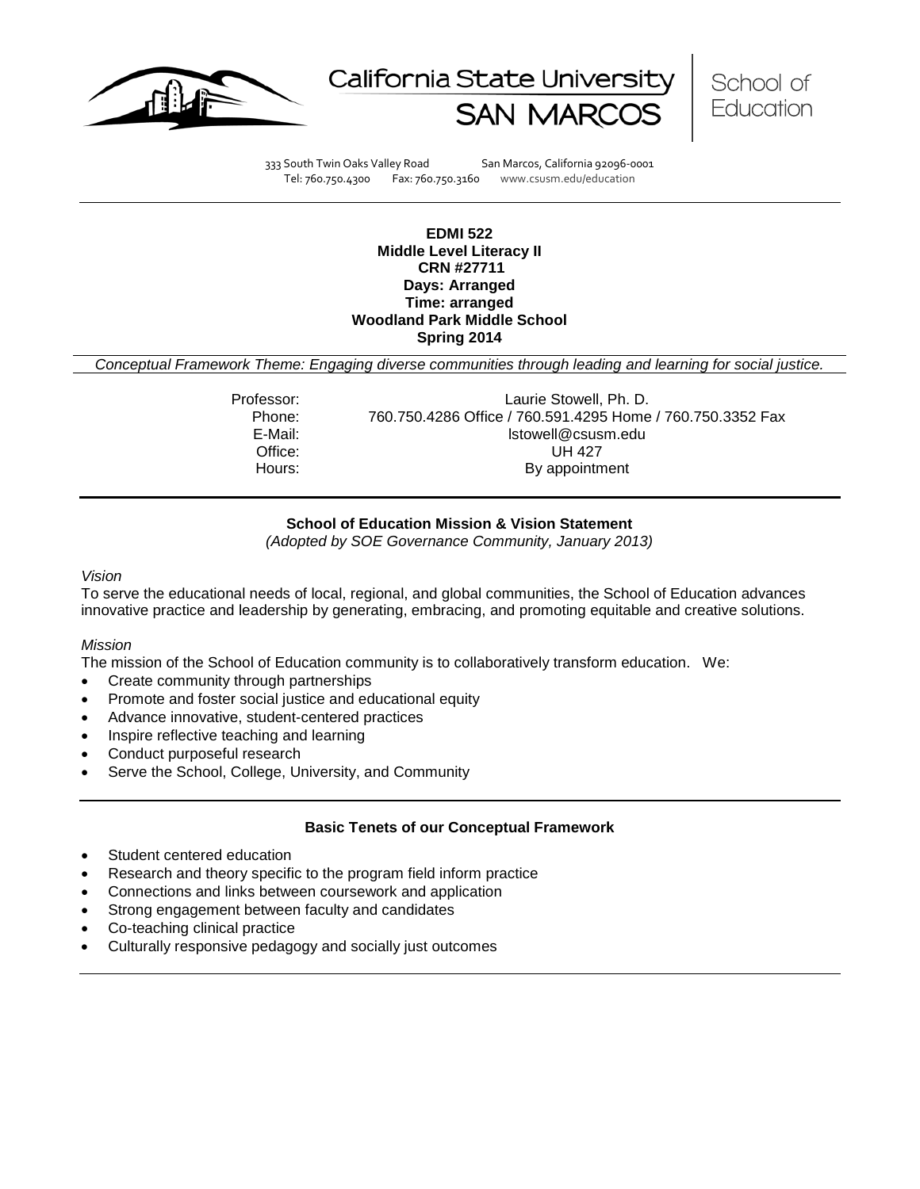California State University SAN MARCOS | School of Education

333 South Twin Oaks Valley Road San Marcos, California 92096-0001
Tel: 760.750.4300 Fax: 760.750.3160 www.csusm.edu/education

**EDMI 522**
**Middle Level Literacy II**
**CRN #27711**
**Days: Arranged**
**Time: arranged**
**Woodland Park Middle School**
**Spring 2014**

*Conceptual Framework Theme: Engaging diverse communities through leading and learning for social justice.*

| | |
|---|---|
| Professor: | Laurie Stowell, Ph. D. |
| Phone: | 760.750.4286 Office / 760.591.4295 Home / 760.750.3352 Fax |
| E-Mail: | lstowell@csusm.edu |
| Office: | UH 427 |
| Hours: | By appointment |

## School of Education Mission & Vision Statement

*(Adopted by SOE Governance Community, January 2013)*

*Vision*

To serve the educational needs of local, regional, and global communities, the School of Education advances innovative practice and leadership by generating, embracing, and promoting equitable and creative solutions.

*Mission*

The mission of the School of Education community is to collaboratively transform education. We:

- Create community through partnerships
- Promote and foster social justice and educational equity
- Advance innovative, student-centered practices
- Inspire reflective teaching and learning
- Conduct purposeful research
- Serve the School, College, University, and Community

## Basic Tenets of our Conceptual Framework

- Student centered education
- Research and theory specific to the program field inform practice
- Connections and links between coursework and application
- Strong engagement between faculty and candidates
- Co-teaching clinical practice
- Culturally responsive pedagogy and socially just outcomes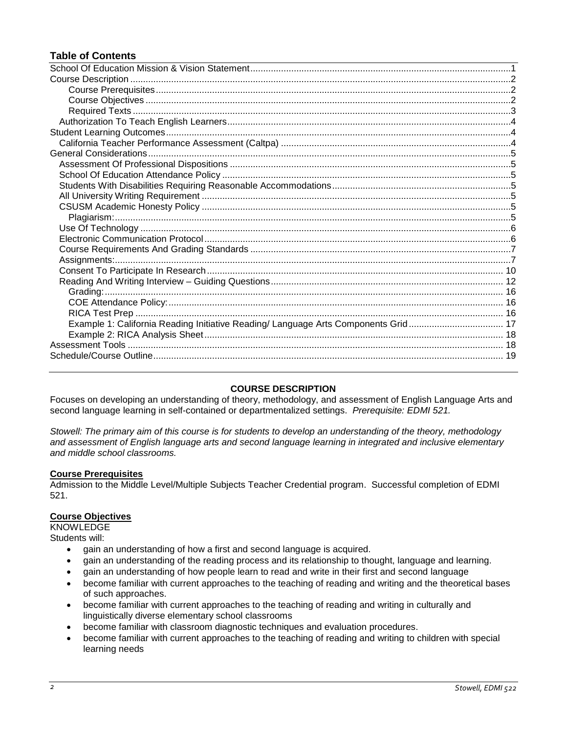## Table of Contents

School Of Education Mission & Vision Statement.....1
Course Description.....2
- Course Prerequisites.....2
- Course Objectives.....2
- Required Texts.....3

Authorization To Teach English Learners.....4
Student Learning Outcomes.....4
- California Teacher Performance Assessment (Caltpa).....4

General Considerations.....5
- Assessment Of Professional Dispositions.....5
- School Of Education Attendance Policy.....5
- Students With Disabilities Requiring Reasonable Accommodations.....5
- All University Writing Requirement.....5
- CSUSM Academic Honesty Policy.....5
  - Plagiarism:.....5
- Use Of Technology.....6
- Electronic Communication Protocol.....6
- Course Requirements And Grading Standards.....7
- Assignments:.....7
- Consent To Participate In Research.....10
- Reading And Writing Interview – Guiding Questions.....12
  - Grading:.....16
  - COE Attendance Policy:.....16
  - RICA Test Prep.....16
  - Example 1: California Reading Initiative Reading/ Language Arts Components Grid.....17
  - Example 2: RICA Analysis Sheet.....18

Assessment Tools.....18
Schedule/Course Outline.....19

---

## COURSE DESCRIPTION

Focuses on developing an understanding of theory, methodology, and assessment of English Language Arts and second language learning in self-contained or departmentalized settings. *Prerequisite: EDMI 521.*

*Stowell: The primary aim of this course is for students to develop an understanding of the theory, methodology and assessment of English language arts and second language learning in integrated and inclusive elementary and middle school classrooms.*

### Course Prerequisites

Admission to the Middle Level/Multiple Subjects Teacher Credential program. Successful completion of EDMI 521.

### Course Objectives

KNOWLEDGE

Students will:

- gain an understanding of how a first and second language is acquired.
- gain an understanding of the reading process and its relationship to thought, language and learning.
- gain an understanding of how people learn to read and write in their first and second language
- become familiar with current approaches to the teaching of reading and writing and the theoretical bases of such approaches.
- become familiar with current approaches to the teaching of reading and writing in culturally and linguistically diverse elementary school classrooms
- become familiar with classroom diagnostic techniques and evaluation procedures.
- become familiar with current approaches to the teaching of reading and writing to children with special learning needs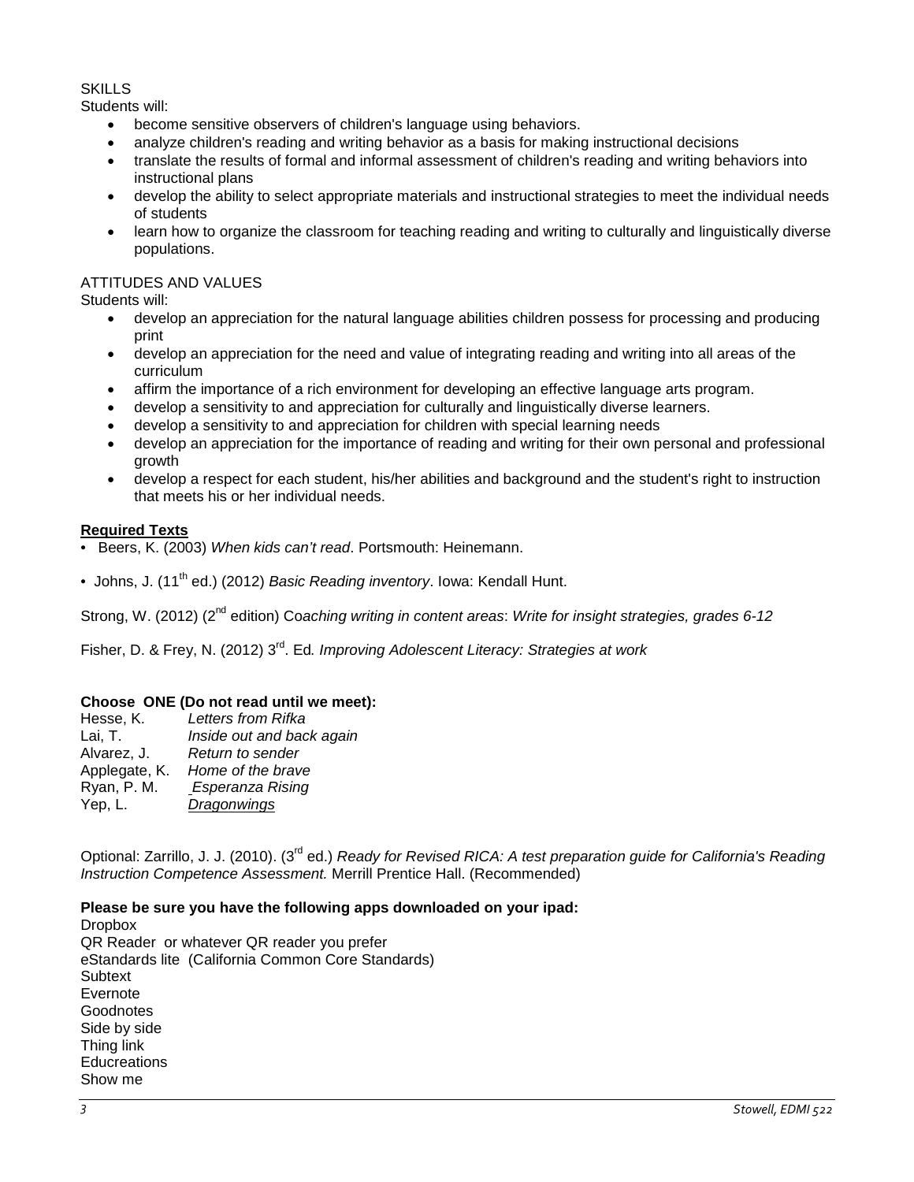SKILLS

Students will:

- become sensitive observers of children's language using behaviors.
- analyze children's reading and writing behavior as a basis for making instructional decisions
- translate the results of formal and informal assessment of children's reading and writing behaviors into instructional plans
- develop the ability to select appropriate materials and instructional strategies to meet the individual needs of students
- learn how to organize the classroom for teaching reading and writing to culturally and linguistically diverse populations.

ATTITUDES AND VALUES

Students will:

- develop an appreciation for the natural language abilities children possess for processing and producing print
- develop an appreciation for the need and value of integrating reading and writing into all areas of the curriculum
- affirm the importance of a rich environment for developing an effective language arts program.
- develop a sensitivity to and appreciation for culturally and linguistically diverse learners.
- develop a sensitivity to and appreciation for children with special learning needs
- develop an appreciation for the importance of reading and writing for their own personal and professional growth
- develop a respect for each student, his/her abilities and background and the student's right to instruction that meets his or her individual needs.

**Required Texts**

- Beers, K. (2003) *When kids can't read*. Portsmouth: Heinemann.
- Johns, J. (11th ed.) (2012) *Basic Reading inventory*. Iowa: Kendall Hunt.

Strong, W. (2012) (2nd edition) *Coaching writing in content areas*: *Write for insight strategies, grades 6-12*

Fisher, D. & Frey, N. (2012) 3rd. Ed. *Improving Adolescent Literacy: Strategies at work*

**Choose ONE (Do not read until we meet):**

Hesse, K. *Letters from Rifka*
Lai, T. *Inside out and back again*
Alvarez, J. *Return to sender*
Applegate, K. *Home of the brave*
Ryan, P. M. *Esperanza Rising*
Yep, L. *Dragonwings*

Optional: Zarrillo, J. J. (2010). (3rd ed.) *Ready for Revised RICA: A test preparation guide for California's Reading Instruction Competence Assessment.* Merrill Prentice Hall. (Recommended)

**Please be sure you have the following apps downloaded on your ipad:**

Dropbox
QR Reader or whatever QR reader you prefer
eStandards lite (California Common Core Standards)
Subtext
Evernote
Goodnotes
Side by side
Thing link
Educreations
Show me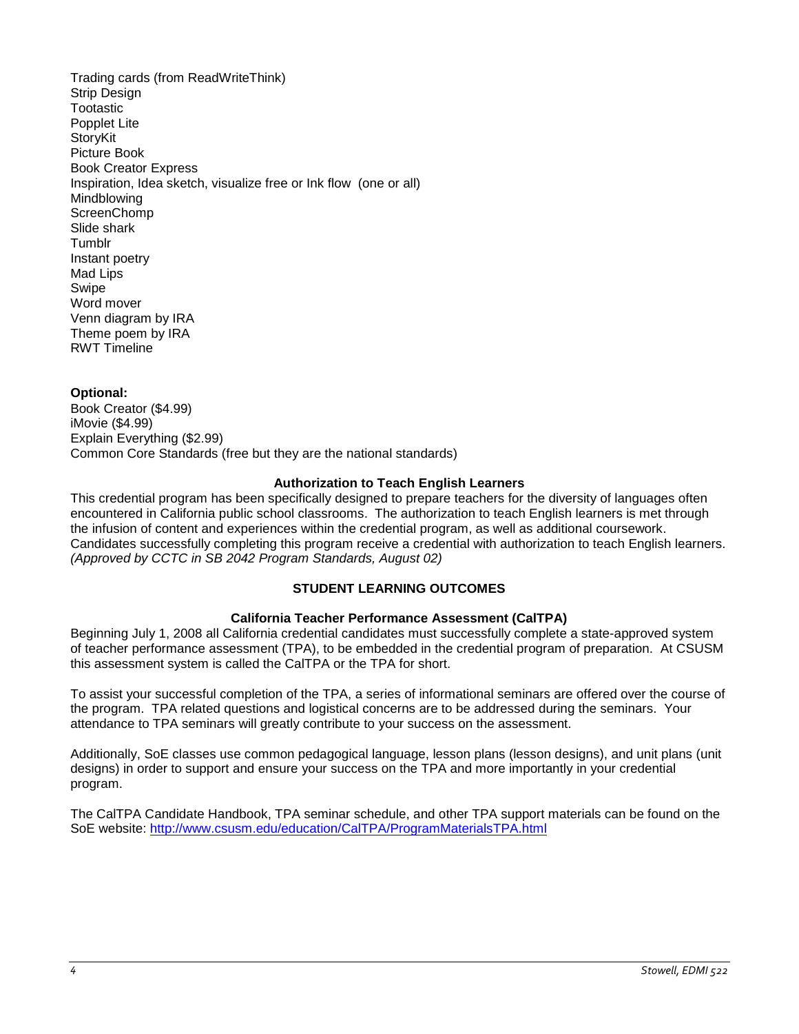Trading cards (from ReadWriteThink)
Strip Design
Tootastic
Popplet Lite
StoryKit
Picture Book
Book Creator Express
Inspiration, Idea sketch, visualize free or Ink flow (one or all)
Mindblowing
ScreenChomp
Slide shark
Tumblr
Instant poetry
Mad Lips
Swipe
Word mover
Venn diagram by IRA
Theme poem by IRA
RWT Timeline

**Optional:**
Book Creator ($4.99)
iMovie ($4.99)
Explain Everything ($2.99)
Common Core Standards (free but they are the national standards)

### Authorization to Teach English Learners

This credential program has been specifically designed to prepare teachers for the diversity of languages often encountered in California public school classrooms. The authorization to teach English learners is met through the infusion of content and experiences within the credential program, as well as additional coursework. Candidates successfully completing this program receive a credential with authorization to teach English learners. *(Approved by CCTC in SB 2042 Program Standards, August 02)*

## STUDENT LEARNING OUTCOMES

### California Teacher Performance Assessment (CalTPA)

Beginning July 1, 2008 all California credential candidates must successfully complete a state-approved system of teacher performance assessment (TPA), to be embedded in the credential program of preparation. At CSUSM this assessment system is called the CalTPA or the TPA for short.

To assist your successful completion of the TPA, a series of informational seminars are offered over the course of the program. TPA related questions and logistical concerns are to be addressed during the seminars. Your attendance to TPA seminars will greatly contribute to your success on the assessment.

Additionally, SoE classes use common pedagogical language, lesson plans (lesson designs), and unit plans (unit designs) in order to support and ensure your success on the TPA and more importantly in your credential program.

The CalTPA Candidate Handbook, TPA seminar schedule, and other TPA support materials can be found on the SoE website: http://www.csusm.edu/education/CalTPA/ProgramMaterialsTPA.html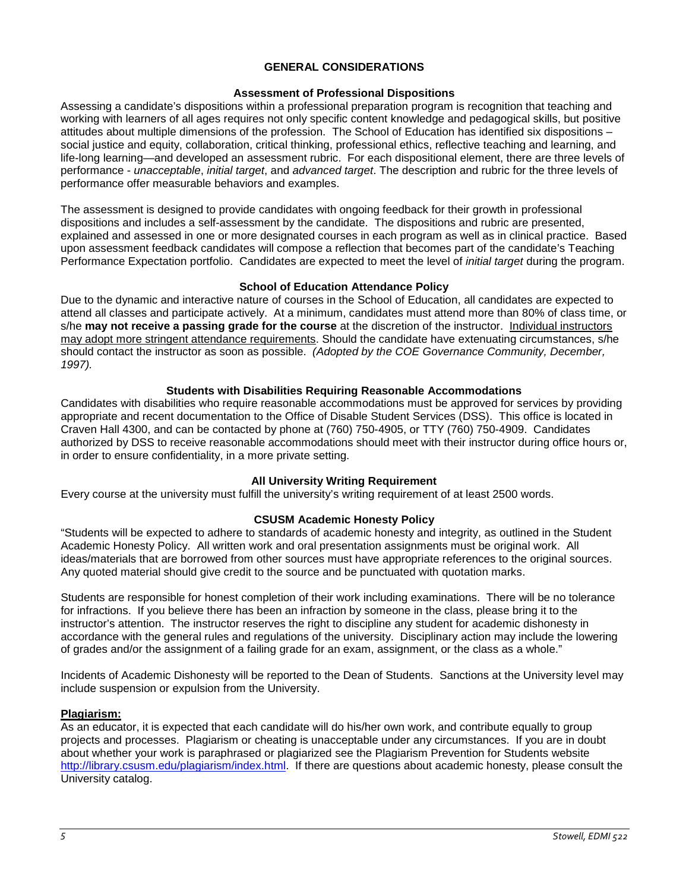## GENERAL CONSIDERATIONS

### Assessment of Professional Dispositions

Assessing a candidate's dispositions within a professional preparation program is recognition that teaching and working with learners of all ages requires not only specific content knowledge and pedagogical skills, but positive attitudes about multiple dimensions of the profession. The School of Education has identified six dispositions – social justice and equity, collaboration, critical thinking, professional ethics, reflective teaching and learning, and life-long learning—and developed an assessment rubric. For each dispositional element, there are three levels of performance - *unacceptable*, *initial target*, and *advanced target*. The description and rubric for the three levels of performance offer measurable behaviors and examples.

The assessment is designed to provide candidates with ongoing feedback for their growth in professional dispositions and includes a self-assessment by the candidate. The dispositions and rubric are presented, explained and assessed in one or more designated courses in each program as well as in clinical practice. Based upon assessment feedback candidates will compose a reflection that becomes part of the candidate's Teaching Performance Expectation portfolio. Candidates are expected to meet the level of *initial target* during the program.

### School of Education Attendance Policy

Due to the dynamic and interactive nature of courses in the School of Education, all candidates are expected to attend all classes and participate actively. At a minimum, candidates must attend more than 80% of class time, or s/he **may not receive a passing grade for the course** at the discretion of the instructor. Individual instructors may adopt more stringent attendance requirements. Should the candidate have extenuating circumstances, s/he should contact the instructor as soon as possible. *(Adopted by the COE Governance Community, December, 1997).*

### Students with Disabilities Requiring Reasonable Accommodations

Candidates with disabilities who require reasonable accommodations must be approved for services by providing appropriate and recent documentation to the Office of Disable Student Services (DSS). This office is located in Craven Hall 4300, and can be contacted by phone at (760) 750-4905, or TTY (760) 750-4909. Candidates authorized by DSS to receive reasonable accommodations should meet with their instructor during office hours or, in order to ensure confidentiality, in a more private setting.

### All University Writing Requirement

Every course at the university must fulfill the university's writing requirement of at least 2500 words.

### CSUSM Academic Honesty Policy

"Students will be expected to adhere to standards of academic honesty and integrity, as outlined in the Student Academic Honesty Policy. All written work and oral presentation assignments must be original work. All ideas/materials that are borrowed from other sources must have appropriate references to the original sources. Any quoted material should give credit to the source and be punctuated with quotation marks.

Students are responsible for honest completion of their work including examinations. There will be no tolerance for infractions. If you believe there has been an infraction by someone in the class, please bring it to the instructor's attention. The instructor reserves the right to discipline any student for academic dishonesty in accordance with the general rules and regulations of the university. Disciplinary action may include the lowering of grades and/or the assignment of a failing grade for an exam, assignment, or the class as a whole."

Incidents of Academic Dishonesty will be reported to the Dean of Students. Sanctions at the University level may include suspension or expulsion from the University.

**Plagiarism:**

As an educator, it is expected that each candidate will do his/her own work, and contribute equally to group projects and processes. Plagiarism or cheating is unacceptable under any circumstances. If you are in doubt about whether your work is paraphrased or plagiarized see the Plagiarism Prevention for Students website http://library.csusm.edu/plagiarism/index.html. If there are questions about academic honesty, please consult the University catalog.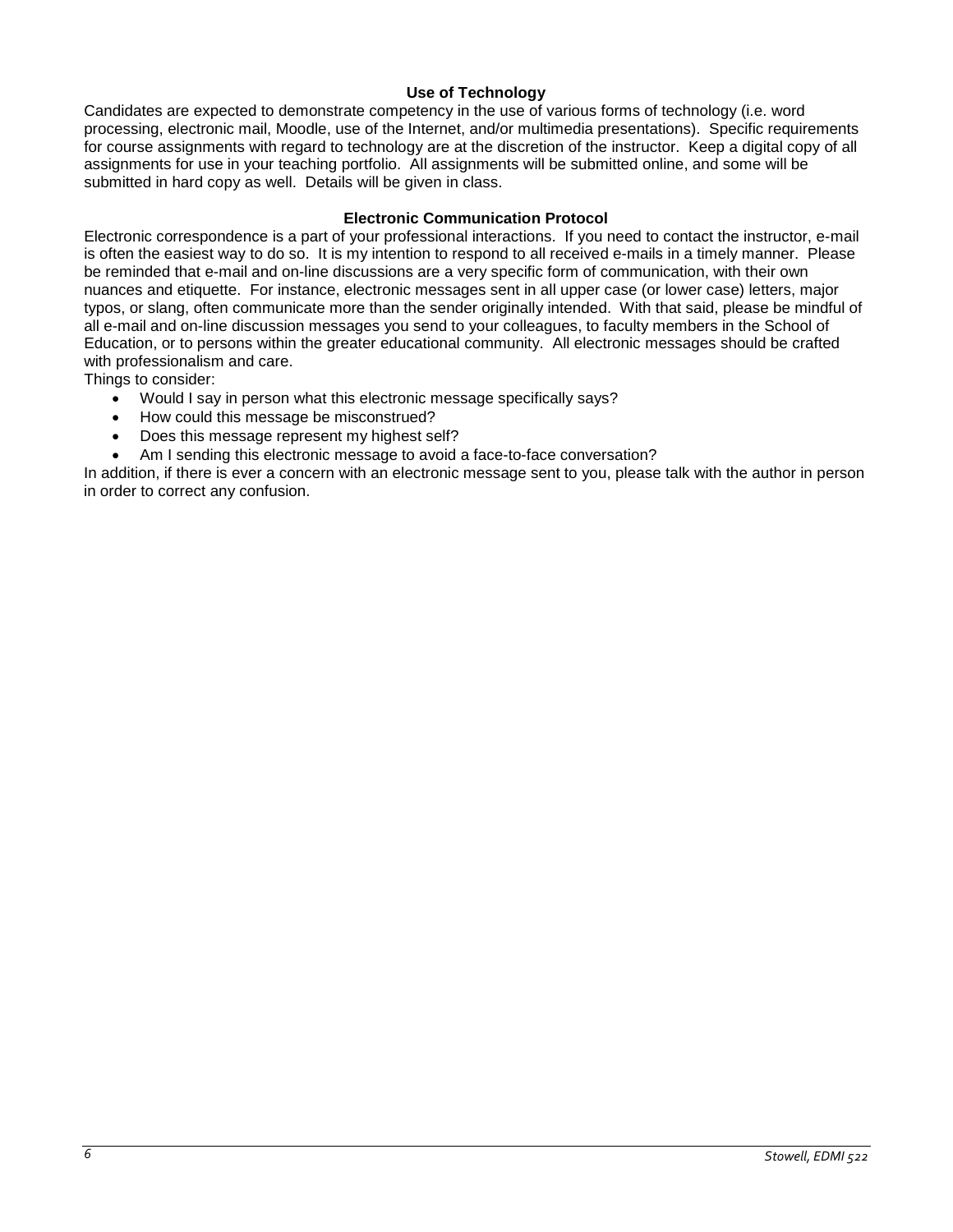### Use of Technology

Candidates are expected to demonstrate competency in the use of various forms of technology (i.e. word processing, electronic mail, Moodle, use of the Internet, and/or multimedia presentations). Specific requirements for course assignments with regard to technology are at the discretion of the instructor. Keep a digital copy of all assignments for use in your teaching portfolio. All assignments will be submitted online, and some will be submitted in hard copy as well. Details will be given in class.

### Electronic Communication Protocol

Electronic correspondence is a part of your professional interactions. If you need to contact the instructor, e-mail is often the easiest way to do so. It is my intention to respond to all received e-mails in a timely manner. Please be reminded that e-mail and on-line discussions are a very specific form of communication, with their own nuances and etiquette. For instance, electronic messages sent in all upper case (or lower case) letters, major typos, or slang, often communicate more than the sender originally intended. With that said, please be mindful of all e-mail and on-line discussion messages you send to your colleagues, to faculty members in the School of Education, or to persons within the greater educational community. All electronic messages should be crafted with professionalism and care.

Things to consider:

- Would I say in person what this electronic message specifically says?
- How could this message be misconstrued?
- Does this message represent my highest self?
- Am I sending this electronic message to avoid a face-to-face conversation?

In addition, if there is ever a concern with an electronic message sent to you, please talk with the author in person in order to correct any confusion.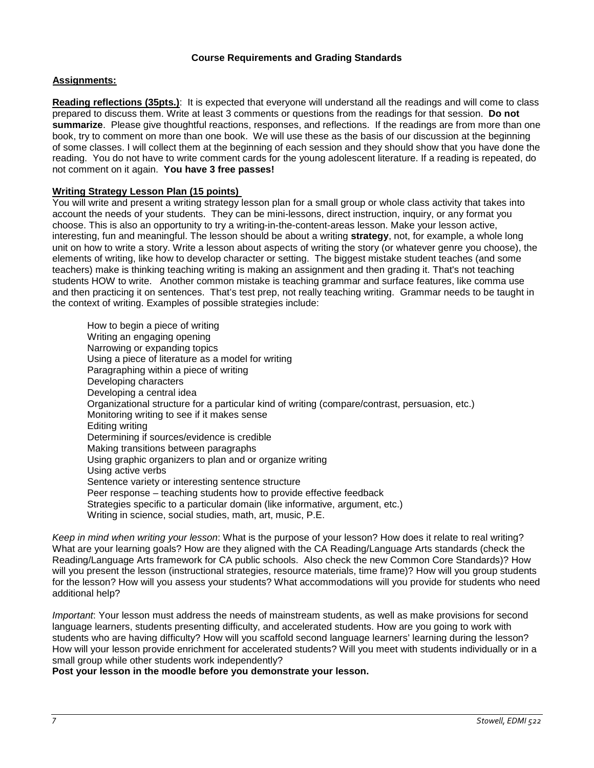**Course Requirements and Grading Standards**

**Assignments:**

**Reading reflections (35pts.)**: It is expected that everyone will understand all the readings and will come to class prepared to discuss them. Write at least 3 comments or questions from the readings for that session. **Do not summarize**. Please give thoughtful reactions, responses, and reflections. If the readings are from more than one book, try to comment on more than one book. We will use these as the basis of our discussion at the beginning of some classes. I will collect them at the beginning of each session and they should show that you have done the reading. You do not have to write comment cards for the young adolescent literature. If a reading is repeated, do not comment on it again. **You have 3 free passes!**

**Writing Strategy Lesson Plan (15 points)**

You will write and present a writing strategy lesson plan for a small group or whole class activity that takes into account the needs of your students. They can be mini-lessons, direct instruction, inquiry, or any format you choose. This is also an opportunity to try a writing-in-the-content-areas lesson. Make your lesson active, interesting, fun and meaningful. The lesson should be about a writing **strategy**, not, for example, a whole long unit on how to write a story. Write a lesson about aspects of writing the story (or whatever genre you choose), the elements of writing, like how to develop character or setting. The biggest mistake student teaches (and some teachers) make is thinking teaching writing is making an assignment and then grading it. That's not teaching students HOW to write. Another common mistake is teaching grammar and surface features, like comma use and then practicing it on sentences. That's test prep, not really teaching writing. Grammar needs to be taught in the context of writing. Examples of possible strategies include:

- How to begin a piece of writing
- Writing an engaging opening
- Narrowing or expanding topics
- Using a piece of literature as a model for writing
- Paragraphing within a piece of writing
- Developing characters
- Developing a central idea
- Organizational structure for a particular kind of writing (compare/contrast, persuasion, etc.)
- Monitoring writing to see if it makes sense
- Editing writing
- Determining if sources/evidence is credible
- Making transitions between paragraphs
- Using graphic organizers to plan and or organize writing
- Using active verbs
- Sentence variety or interesting sentence structure
- Peer response – teaching students how to provide effective feedback
- Strategies specific to a particular domain (like informative, argument, etc.)
- Writing in science, social studies, math, art, music, P.E.

*Keep in mind when writing your lesson*: What is the purpose of your lesson? How does it relate to real writing? What are your learning goals? How are they aligned with the CA Reading/Language Arts standards (check the Reading/Language Arts framework for CA public schools. Also check the new Common Core Standards)? How will you present the lesson (instructional strategies, resource materials, time frame)? How will you group students for the lesson? How will you assess your students? What accommodations will you provide for students who need additional help?

*Important*: Your lesson must address the needs of mainstream students, as well as make provisions for second language learners, students presenting difficulty, and accelerated students. How are you going to work with students who are having difficulty? How will you scaffold second language learners' learning during the lesson? How will your lesson provide enrichment for accelerated students? Will you meet with students individually or in a small group while other students work independently?

**Post your lesson in the moodle before you demonstrate your lesson.**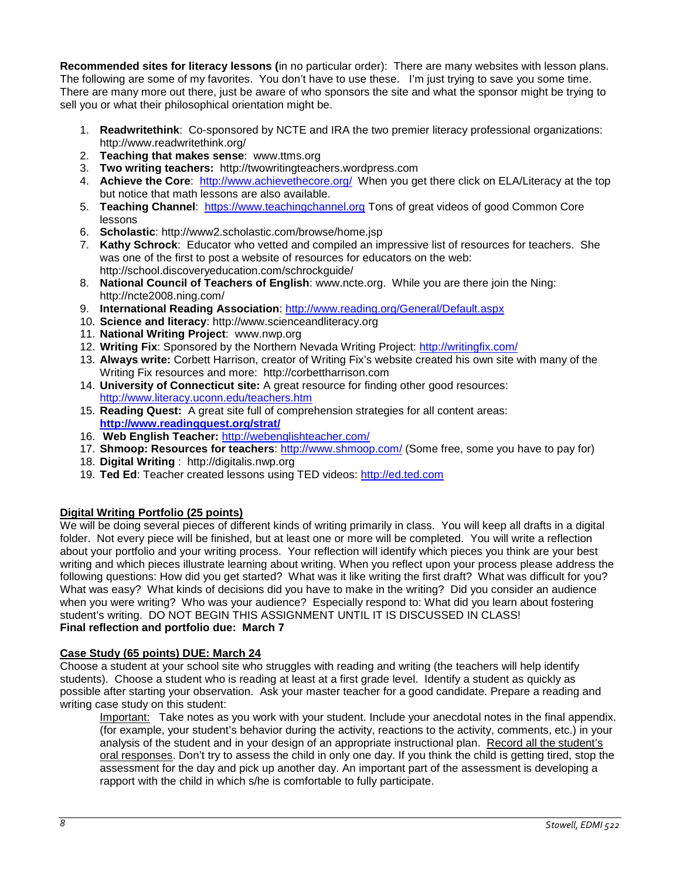**Recommended sites for literacy lessons (**in no particular order): There are many websites with lesson plans. The following are some of my favorites. You don't have to use these. I'm just trying to save you some time. There are many more out there, just be aware of who sponsors the site and what the sponsor might be trying to sell you or what their philosophical orientation might be.

1. **Readwritethink**: Co-sponsored by NCTE and IRA the two premier literacy professional organizations: http://www.readwritethink.org/
2. **Teaching that makes sense**: www.ttms.org
3. **Two writing teachers:** http://twowritingteachers.wordpress.com
4. **Achieve the Core**: http://www.achievethecore.org/ When you get there click on ELA/Literacy at the top but notice that math lessons are also available.
5. **Teaching Channel**: https://www.teachingchannel.org Tons of great videos of good Common Core lessons
6. **Scholastic**: http://www2.scholastic.com/browse/home.jsp
7. **Kathy Schrock**: Educator who vetted and compiled an impressive list of resources for teachers. She was one of the first to post a website of resources for educators on the web: http://school.discoveryeducation.com/schrockguide/
8. **National Council of Teachers of English**: www.ncte.org. While you are there join the Ning: http://ncte2008.ning.com/
9. **International Reading Association**: http://www.reading.org/General/Default.aspx
10. **Science and literacy**: http://www.scienceandliteracy.org
11. **National Writing Project**: www.nwp.org
12. **Writing Fix**: Sponsored by the Northern Nevada Writing Project: http://writingfix.com/
13. **Always write:** Corbett Harrison, creator of Writing Fix's website created his own site with many of the Writing Fix resources and more: http://corbettharrison.com
14. **University of Connecticut site:** A great resource for finding other good resources: http://www.literacy.uconn.edu/teachers.htm
15. **Reading Quest:** A great site full of comprehension strategies for all content areas: **http://www.readingquest.org/strat/**
16. **Web English Teacher:** http://webenglishteacher.com/
17. **Shmoop: Resources for teachers**: http://www.shmoop.com/ (Some free, some you have to pay for)
18. **Digital Writing** : http://digitalis.nwp.org
19. **Ted Ed**: Teacher created lessons using TED videos: http://ed.ted.com

## Digital Writing Portfolio (25 points)

We will be doing several pieces of different kinds of writing primarily in class. You will keep all drafts in a digital folder. Not every piece will be finished, but at least one or more will be completed. You will write a reflection about your portfolio and your writing process. Your reflection will identify which pieces you think are your best writing and which pieces illustrate learning about writing. When you reflect upon your process please address the following questions: How did you get started? What was it like writing the first draft? What was difficult for you? What was easy? What kinds of decisions did you have to make in the writing? Did you consider an audience when you were writing? Who was your audience? Especially respond to: What did you learn about fostering student's writing. DO NOT BEGIN THIS ASSIGNMENT UNTIL IT IS DISCUSSED IN CLASS!
**Final reflection and portfolio due: March 7**

## Case Study (65 points) DUE: March 24

Choose a student at your school site who struggles with reading and writing (the teachers will help identify students). Choose a student who is reading at least at a first grade level. Identify a student as quickly as possible after starting your observation. Ask your master teacher for a good candidate. Prepare a reading and writing case study on this student:

> Important: Take notes as you work with your student. Include your anecdotal notes in the final appendix. (for example, your student's behavior during the activity, reactions to the activity, comments, etc.) in your analysis of the student and in your design of an appropriate instructional plan. Record all the student's oral responses. Don't try to assess the child in only one day. If you think the child is getting tired, stop the assessment for the day and pick up another day. An important part of the assessment is developing a rapport with the child in which s/he is comfortable to fully participate.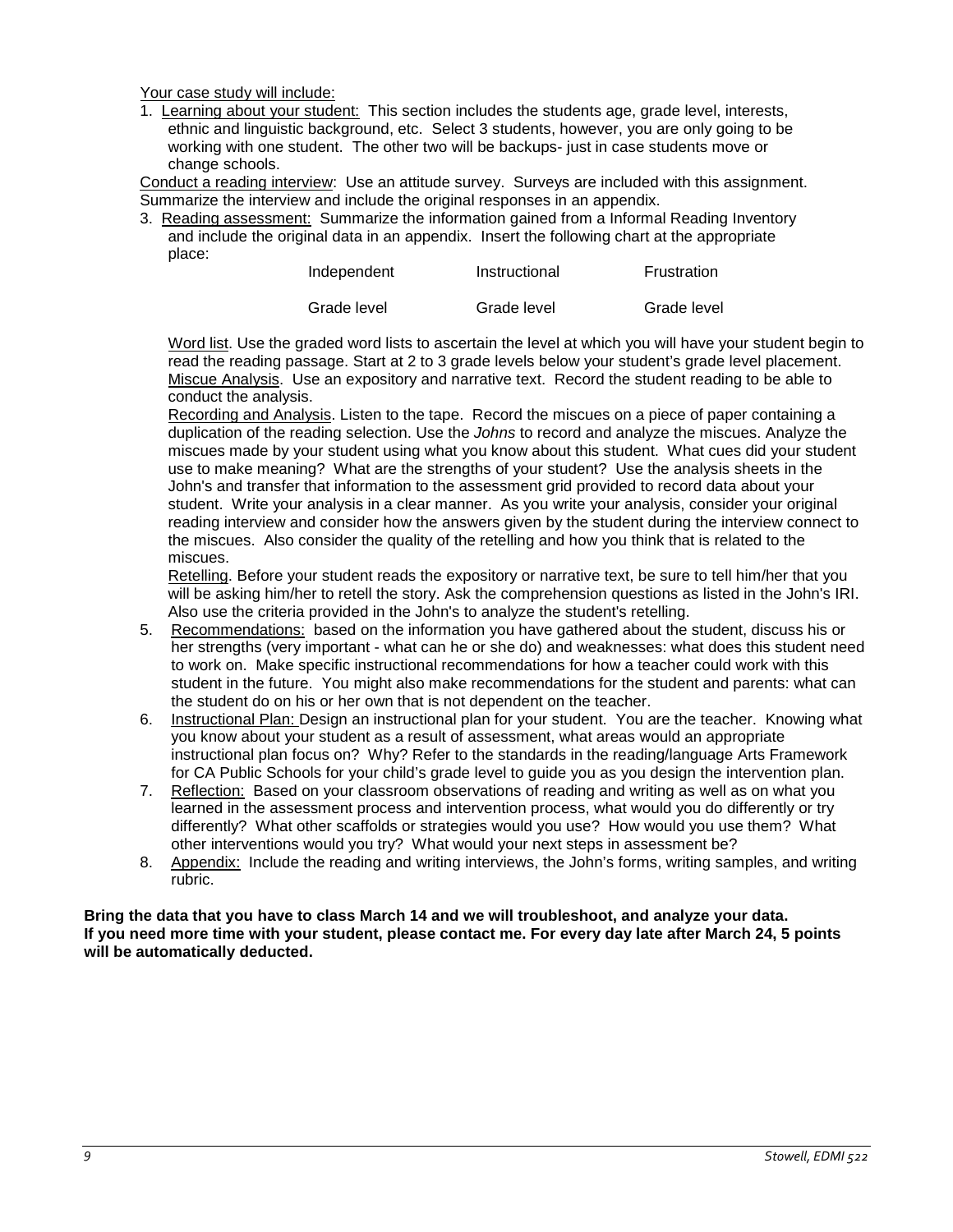<u>Your case study will include:</u>

1. <u>Learning about your student:</u> This section includes the students age, grade level, interests, ethnic and linguistic background, etc. Select 3 students, however, you are only going to be working with one student. The other two will be backups- just in case students move or change schools.

<u>Conduct a reading interview</u>: Use an attitude survey. Surveys are included with this assignment. Summarize the interview and include the original responses in an appendix.

3. <u>Reading assessment:</u> Summarize the information gained from a Informal Reading Inventory and include the original data in an appendix. Insert the following chart at the appropriate place:

| Independent | Instructional | Frustration |
|---|---|---|
| Grade level | Grade level | Grade level |

<u>Word list</u>. Use the graded word lists to ascertain the level at which you will have your student begin to read the reading passage. Start at 2 to 3 grade levels below your student's grade level placement. <u>Miscue Analysis</u>. Use an expository and narrative text. Record the student reading to be able to conduct the analysis.

<u>Recording and Analysis</u>. Listen to the tape. Record the miscues on a piece of paper containing a duplication of the reading selection. Use the *Johns* to record and analyze the miscues. Analyze the miscues made by your student using what you know about this student. What cues did your student use to make meaning? What are the strengths of your student? Use the analysis sheets in the John's and transfer that information to the assessment grid provided to record data about your student. Write your analysis in a clear manner. As you write your analysis, consider your original reading interview and consider how the answers given by the student during the interview connect to the miscues. Also consider the quality of the retelling and how you think that is related to the miscues.

<u>Retelling</u>. Before your student reads the expository or narrative text, be sure to tell him/her that you will be asking him/her to retell the story. Ask the comprehension questions as listed in the John's IRI. Also use the criteria provided in the John's to analyze the student's retelling.

5. <u>Recommendations:</u> based on the information you have gathered about the student, discuss his or her strengths (very important - what can he or she do) and weaknesses: what does this student need to work on. Make specific instructional recommendations for how a teacher could work with this student in the future. You might also make recommendations for the student and parents: what can the student do on his or her own that is not dependent on the teacher.
6. <u>Instructional Plan:</u> Design an instructional plan for your student. You are the teacher. Knowing what you know about your student as a result of assessment, what areas would an appropriate instructional plan focus on? Why? Refer to the standards in the reading/language Arts Framework for CA Public Schools for your child's grade level to guide you as you design the intervention plan.
7. <u>Reflection:</u> Based on your classroom observations of reading and writing as well as on what you learned in the assessment process and intervention process, what would you do differently or try differently? What other scaffolds or strategies would you use? How would you use them? What other interventions would you try? What would your next steps in assessment be?
8. <u>Appendix:</u> Include the reading and writing interviews, the John's forms, writing samples, and writing rubric.

**Bring the data that you have to class March 14 and we will troubleshoot, and analyze your data. If you need more time with your student, please contact me. For every day late after March 24, 5 points will be automatically deducted.**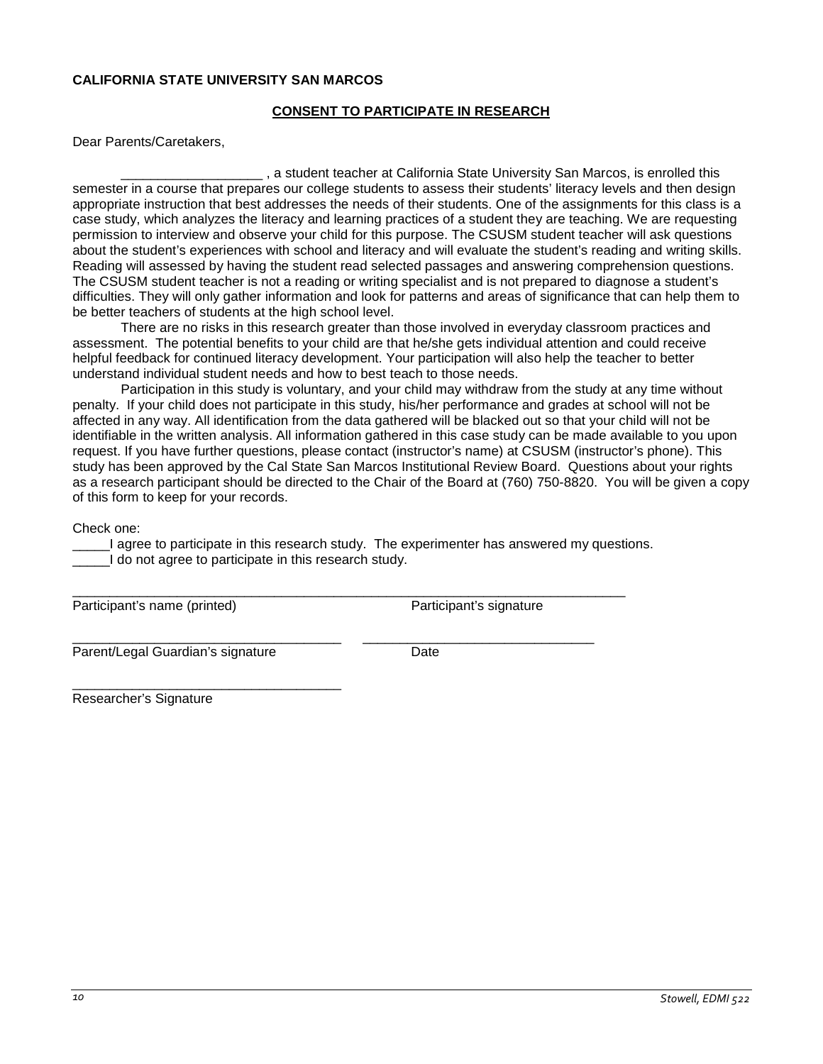**CALIFORNIA STATE UNIVERSITY SAN MARCOS**

**<u>CONSENT TO PARTICIPATE IN RESEARCH</u>**

Dear Parents/Caretakers,

___________________ , a student teacher at California State University San Marcos, is enrolled this semester in a course that prepares our college students to assess their students' literacy levels and then design appropriate instruction that best addresses the needs of their students. One of the assignments for this class is a case study, which analyzes the literacy and learning practices of a student they are teaching. We are requesting permission to interview and observe your child for this purpose. The CSUSM student teacher will ask questions about the student's experiences with school and literacy and will evaluate the student's reading and writing skills. Reading will assessed by having the student read selected passages and answering comprehension questions. The CSUSM student teacher is not a reading or writing specialist and is not prepared to diagnose a student's difficulties. They will only gather information and look for patterns and areas of significance that can help them to be better teachers of students at the high school level.

There are no risks in this research greater than those involved in everyday classroom practices and assessment. The potential benefits to your child are that he/she gets individual attention and could receive helpful feedback for continued literacy development. Your participation will also help the teacher to better understand individual student needs and how to best teach to those needs.

Participation in this study is voluntary, and your child may withdraw from the study at any time without penalty. If your child does not participate in this study, his/her performance and grades at school will not be affected in any way. All identification from the data gathered will be blacked out so that your child will not be identifiable in the written analysis. All information gathered in this case study can be made available to you upon request. If you have further questions, please contact (instructor's name) at CSUSM (instructor's phone). This study has been approved by the Cal State San Marcos Institutional Review Board. Questions about your rights as a research participant should be directed to the Chair of the Board at (760) 750-8820. You will be given a copy of this form to keep for your records.

Check one:

_____I agree to participate in this research study. The experimenter has answered my questions.

_____I do not agree to participate in this research study.

_______________________________________ _______________________________________

Participant's name (printed) Participant's signature

_______________________________________ _______________________________

Parent/Legal Guardian's signature Date

_______________________________________

Researcher's Signature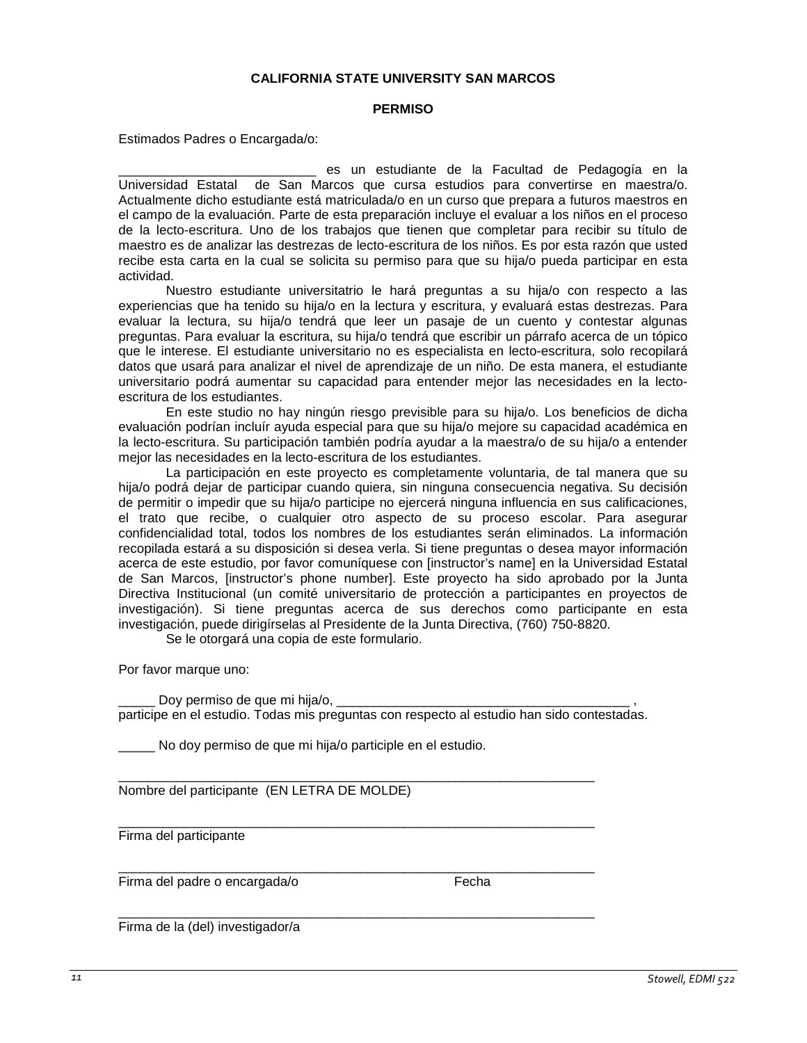**CALIFORNIA STATE UNIVERSITY SAN MARCOS**

**PERMISO**

Estimados Padres o Encargada/o:

___________________________ es un estudiante de la Facultad de Pedagogía en la Universidad Estatal de San Marcos que cursa estudios para convertirse en maestra/o. Actualmente dicho estudiante está matriculada/o en un curso que prepara a futuros maestros en el campo de la evaluación. Parte de esta preparación incluye el evaluar a los niños en el proceso de la lecto-escritura. Uno de los trabajos que tienen que completar para recibir su título de maestro es de analizar las destrezas de lecto-escritura de los niños. Es por esta razón que usted recibe esta carta en la cual se solicita su permiso para que su hija/o pueda participar en esta actividad.

Nuestro estudiante universitatrio le hará preguntas a su hija/o con respecto a las experiencias que ha tenido su hija/o en la lectura y escritura, y evaluará estas destrezas. Para evaluar la lectura, su hija/o tendrá que leer un pasaje de un cuento y contestar algunas preguntas. Para evaluar la escritura, su hija/o tendrá que escribir un párrafo acerca de un tópico que le interese. El estudiante universitario no es especialista en lecto-escritura, solo recopilará datos que usará para analizar el nivel de aprendizaje de un niño. De esta manera, el estudiante universitario podrá aumentar su capacidad para entender mejor las necesidades en la lecto-escritura de los estudiantes.

En este studio no hay ningún riesgo previsible para su hija/o. Los beneficios de dicha evaluación podrían incluír ayuda especial para que su hija/o mejore su capacidad académica en la lecto-escritura. Su participación también podría ayudar a la maestra/o de su hija/o a entender mejor las necesidades en la lecto-escritura de los estudiantes.

La participación en este proyecto es completamente voluntaria, de tal manera que su hija/o podrá dejar de participar cuando quiera, sin ninguna consecuencia negativa. Su decisión de permitir o impedir que su hija/o participe no ejercerá ninguna influencia en sus calificaciones, el trato que recibe, o cualquier otro aspecto de su proceso escolar. Para asegurar confidencialidad total, todos los nombres de los estudiantes serán eliminados. La información recopilada estará a su disposición si desea verla. Si tiene preguntas o desea mayor información acerca de este estudio, por favor comuníquese con [instructor's name] en la Universidad Estatal de San Marcos, [instructor's phone number]. Este proyecto ha sido aprobado por la Junta Directiva Institucional (un comité universitario de protección a participantes en proyectos de investigación). Si tiene preguntas acerca de sus derechos como participante en esta investigación, puede dirigírselas al Presidente de la Junta Directiva, (760) 750-8820.

Se le otorgará una copia de este formulario.

Por favor marque uno:

_____ Doy permiso de que mi hija/o, ________________________________________ , participe en el estudio. Todas mis preguntas con respecto al estudio han sido contestadas.

_____ No doy permiso de que mi hija/o participle en el estudio.

_____________________________________________________________________
Nombre del participante (EN LETRA DE MOLDE)

_____________________________________________________________________
Firma del participante

_____________________________________________________________________
Firma del padre o encargada/o Fecha

_____________________________________________________________________
Firma de la (del) investigador/a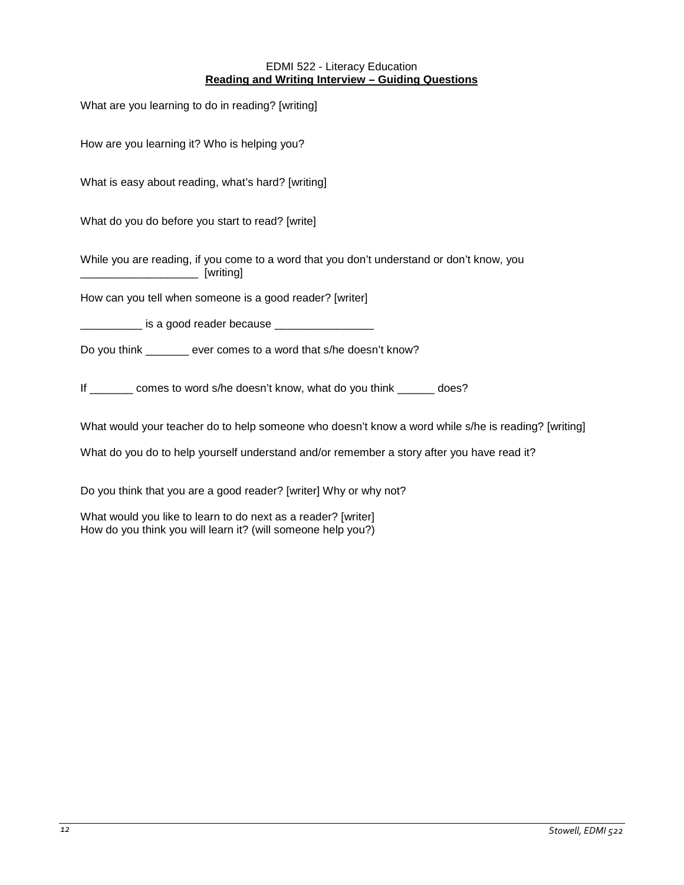EDMI 522 - Literacy Education

**Reading and Writing Interview – Guiding Questions**

What are you learning to do in reading? [writing]

How are you learning it? Who is helping you?

What is easy about reading, what's hard? [writing]

What do you do before you start to read? [write]

While you are reading, if you come to a word that you don't understand or don't know, you ___________________ [writing]

How can you tell when someone is a good reader? [writer]

__________ is a good reader because ________________

Do you think _______ ever comes to a word that s/he doesn't know?

If _______ comes to word s/he doesn't know, what do you think ______ does?

What would your teacher do to help someone who doesn't know a word while s/he is reading? [writing]

What do you do to help yourself understand and/or remember a story after you have read it?

Do you think that you are a good reader? [writer] Why or why not?

What would you like to learn to do next as a reader? [writer]
How do you think you will learn it? (will someone help you?)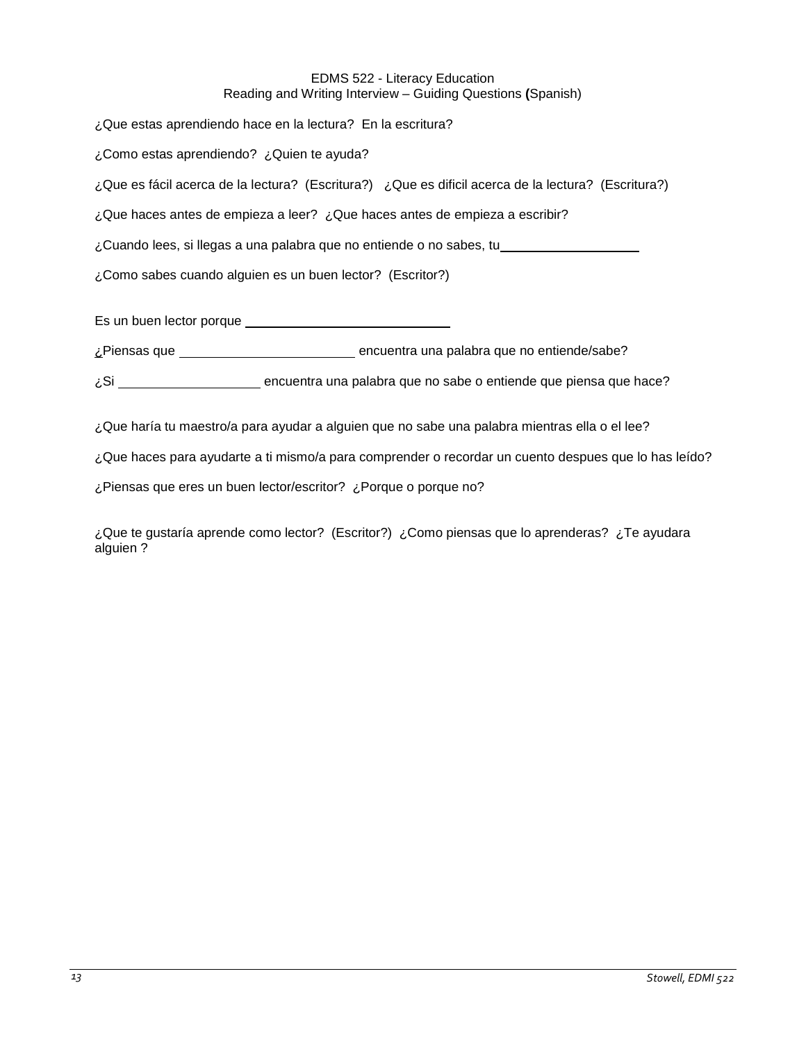EDMS 522 - Literacy Education
Reading and Writing Interview – Guiding Questions **(**Spanish)

¿Que estas aprendiendo hace en la lectura? En la escritura?

¿Como estas aprendiendo? ¿Quien te ayuda?

¿Que es fácil acerca de la lectura? (Escritura?) ¿Que es dificil acerca de la lectura? (Escritura?)

¿Que haces antes de empieza a leer? ¿Que haces antes de empieza a escribir?

¿Cuando lees, si llegas a una palabra que no entiende o no sabes, tu____________________

¿Como sabes cuando alguien es un buen lector? (Escritor?)

Es un buen lector porque ______________________________

¿Piensas que ________________________ encuentra una palabra que no entiende/sabe?

¿Si ____________________ encuentra una palabra que no sabe o entiende que piensa que hace?

¿Que haría tu maestro/a para ayudar a alguien que no sabe una palabra mientras ella o el lee?

¿Que haces para ayudarte a ti mismo/a para comprender o recordar un cuento despues que lo has leído?

¿Piensas que eres un buen lector/escritor? ¿Porque o porque no?

¿Que te gustaría aprende como lector? (Escritor?) ¿Como piensas que lo aprenderas? ¿Te ayudara alguien ?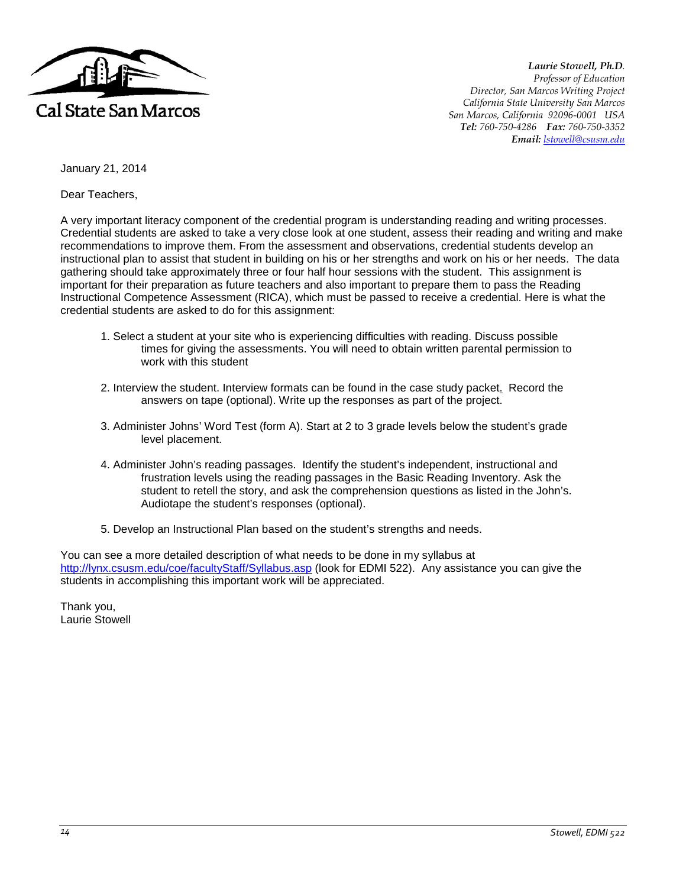Cal State San Marcos

***Laurie Stowell, Ph.D.***
*Professor of Education*
*Director, San Marcos Writing Project*
*California State University San Marcos*
*San Marcos, California 92096-0001 USA*
***Tel:*** *760-750-4286* ***Fax:*** *760-750-3352*
***Email:*** *lstowell@csusm.edu*

January 21, 2014

Dear Teachers,

A very important literacy component of the credential program is understanding reading and writing processes. Credential students are asked to take a very close look at one student, assess their reading and writing and make recommendations to improve them. From the assessment and observations, credential students develop an instructional plan to assist that student in building on his or her strengths and work on his or her needs. The data gathering should take approximately three or four half hour sessions with the student. This assignment is important for their preparation as future teachers and also important to prepare them to pass the Reading Instructional Competence Assessment (RICA), which must be passed to receive a credential. Here is what the credential students are asked to do for this assignment:

1. Select a student at your site who is experiencing difficulties with reading. Discuss possible times for giving the assessments. You will need to obtain written parental permission to work with this student
2. Interview the student. Interview formats can be found in the case study packet. Record the answers on tape (optional). Write up the responses as part of the project.
3. Administer Johns' Word Test (form A). Start at 2 to 3 grade levels below the student's grade level placement.
4. Administer John's reading passages. Identify the student's independent, instructional and frustration levels using the reading passages in the Basic Reading Inventory. Ask the student to retell the story, and ask the comprehension questions as listed in the John's. Audiotape the student's responses (optional).
5. Develop an Instructional Plan based on the student's strengths and needs.

You can see a more detailed description of what needs to be done in my syllabus at http://lynx.csusm.edu/coe/facultyStaff/Syllabus.asp (look for EDMI 522). Any assistance you can give the students in accomplishing this important work will be appreciated.

Thank you,
Laurie Stowell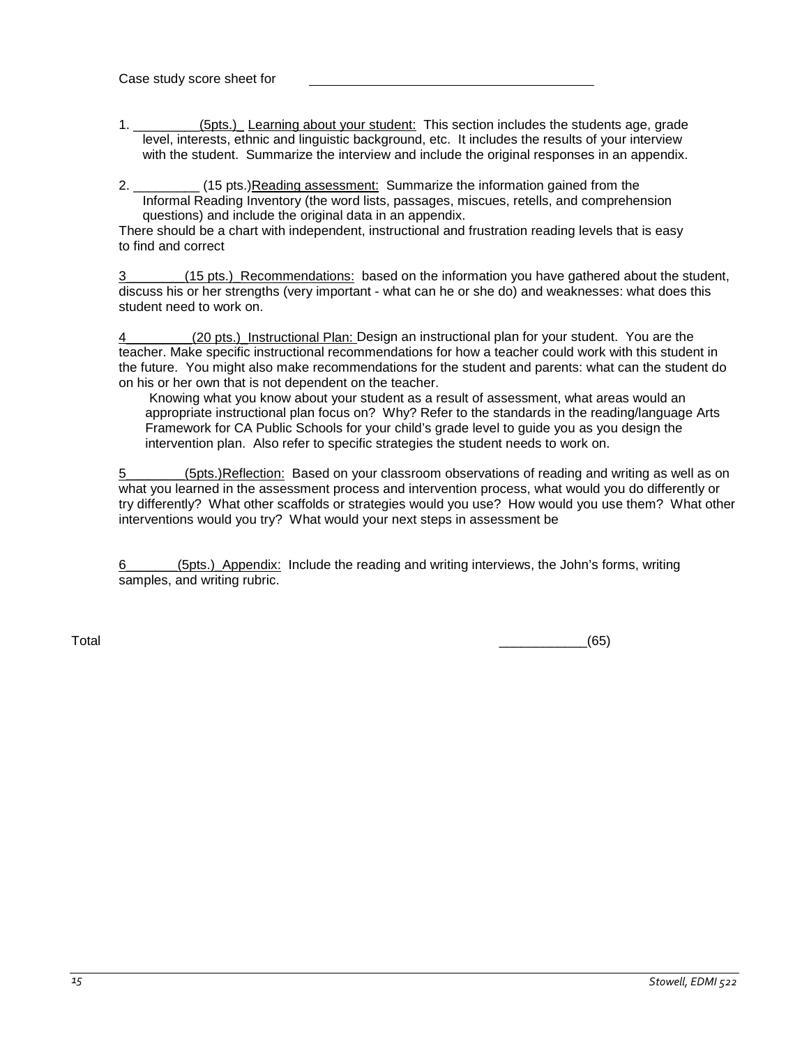Case study score sheet for ________________________________________

1. _________(5pts.)_ Learning about your student: This section includes the students age, grade level, interests, ethnic and linguistic background, etc. It includes the results of your interview with the student. Summarize the interview and include the original responses in an appendix.

2. _________ (15 pts.)Reading assessment: Summarize the information gained from the Informal Reading Inventory (the word lists, passages, miscues, retells, and comprehension questions) and include the original data in an appendix.

There should be a chart with independent, instructional and frustration reading levels that is easy to find and correct

3________(15 pts.) Recommendations: based on the information you have gathered about the student, discuss his or her strengths (very important - what can he or she do) and weaknesses: what does this student need to work on.

4_________(20 pts.) Instructional Plan: Design an instructional plan for your student. You are the teacher. Make specific instructional recommendations for how a teacher could work with this student in the future. You might also make recommendations for the student and parents: what can the student do on his or her own that is not dependent on the teacher.

Knowing what you know about your student as a result of assessment, what areas would an appropriate instructional plan focus on? Why? Refer to the standards in the reading/language Arts Framework for CA Public Schools for your child's grade level to guide you as you design the intervention plan. Also refer to specific strategies the student needs to work on.

5________(5pts.)Reflection: Based on your classroom observations of reading and writing as well as on what you learned in the assessment process and intervention process, what would you do differently or try differently? What other scaffolds or strategies would you use? How would you use them? What other interventions would you try? What would your next steps in assessment be

6_______(5pts.) Appendix: Include the reading and writing interviews, the John's forms, writing samples, and writing rubric.

Total ____________(65)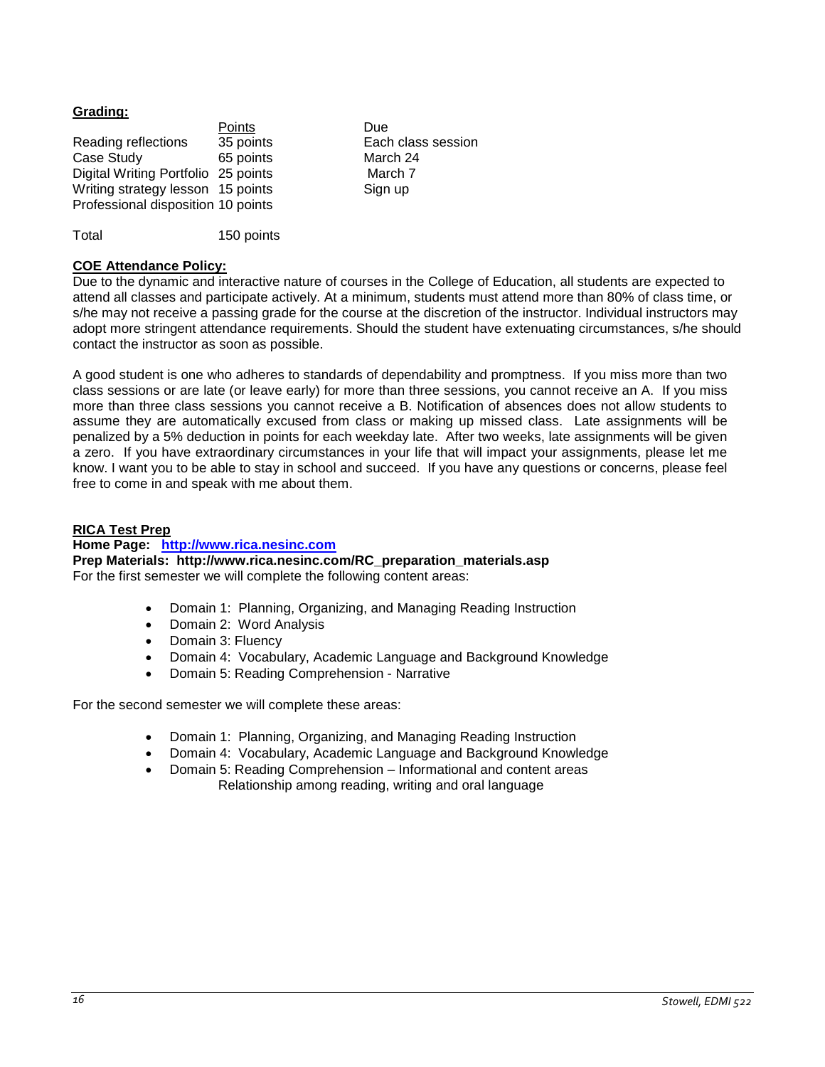**Grading:**

| | Points | Due |
|---|---|---|
| Reading reflections | 35 points | Each class session |
| Case Study | 65 points | March 24 |
| Digital Writing Portfolio | 25 points | March 7 |
| Writing strategy lesson | 15 points | Sign up |
| Professional disposition | 10 points | |
| Total | 150 points | |

**COE Attendance Policy:**

Due to the dynamic and interactive nature of courses in the College of Education, all students are expected to attend all classes and participate actively. At a minimum, students must attend more than 80% of class time, or s/he may not receive a passing grade for the course at the discretion of the instructor. Individual instructors may adopt more stringent attendance requirements. Should the student have extenuating circumstances, s/he should contact the instructor as soon as possible.

A good student is one who adheres to standards of dependability and promptness. If you miss more than two class sessions or are late (or leave early) for more than three sessions, you cannot receive an A. If you miss more than three class sessions you cannot receive a B. Notification of absences does not allow students to assume they are automatically excused from class or making up missed class. Late assignments will be penalized by a 5% deduction in points for each weekday late. After two weeks, late assignments will be given a zero. If you have extraordinary circumstances in your life that will impact your assignments, please let me know. I want you to be able to stay in school and succeed. If you have any questions or concerns, please feel free to come in and speak with me about them.

**RICA Test Prep**

**Home Page: [http://www.rica.nesinc.com](http://www.rica.nesinc.com)**

**Prep Materials: http://www.rica.nesinc.com/RC_preparation_materials.asp**

For the first semester we will complete the following content areas:

- Domain 1: Planning, Organizing, and Managing Reading Instruction
- Domain 2: Word Analysis
- Domain 3: Fluency
- Domain 4: Vocabulary, Academic Language and Background Knowledge
- Domain 5: Reading Comprehension - Narrative

For the second semester we will complete these areas:

- Domain 1: Planning, Organizing, and Managing Reading Instruction
- Domain 4: Vocabulary, Academic Language and Background Knowledge
- Domain 5: Reading Comprehension – Informational and content areas
  Relationship among reading, writing and oral language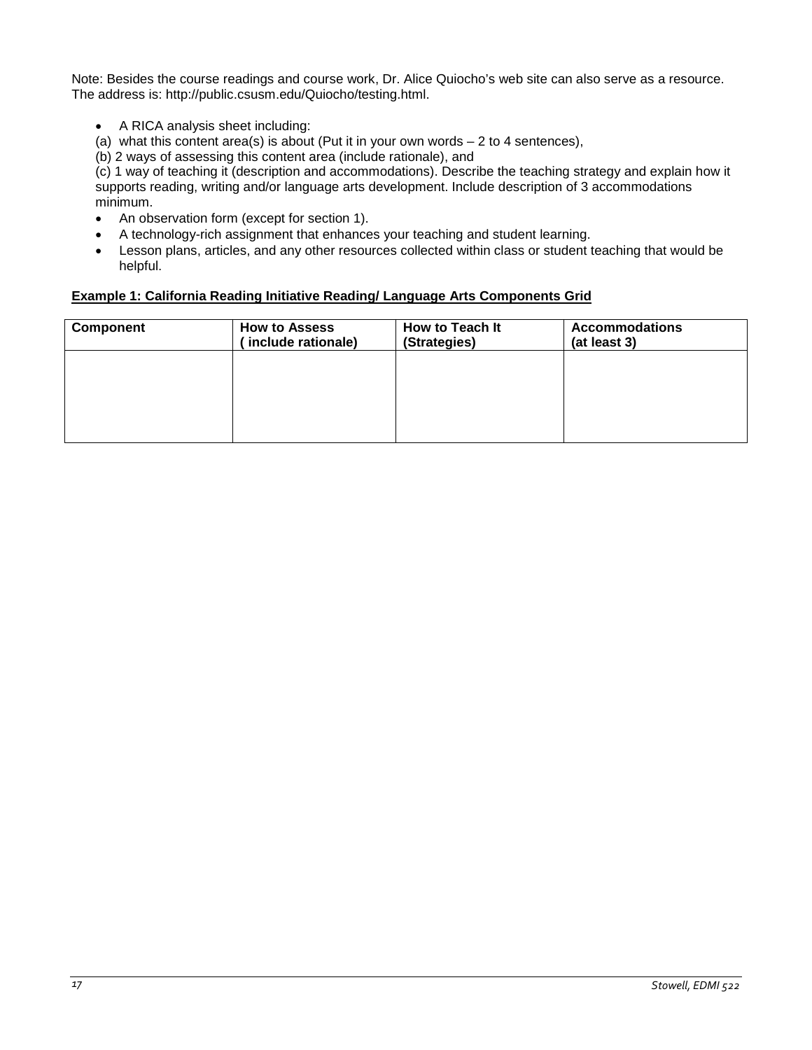Note: Besides the course readings and course work, Dr. Alice Quiocho's web site can also serve as a resource. The address is: http://public.csusm.edu/Quiocho/testing.html.

- A RICA analysis sheet including:

(a) what this content area(s) is about (Put it in your own words – 2 to 4 sentences),

(b) 2 ways of assessing this content area (include rationale), and

(c) 1 way of teaching it (description and accommodations). Describe the teaching strategy and explain how it supports reading, writing and/or language arts development. Include description of 3 accommodations minimum.

- An observation form (except for section 1).
- A technology-rich assignment that enhances your teaching and student learning.
- Lesson plans, articles, and any other resources collected within class or student teaching that would be helpful.

**Example 1: California Reading Initiative Reading/ Language Arts Components Grid**

| Component | How to Assess ( include rationale) | How to Teach It (Strategies) | Accommodations (at least 3) |
|---|---|---|---|
| | | | |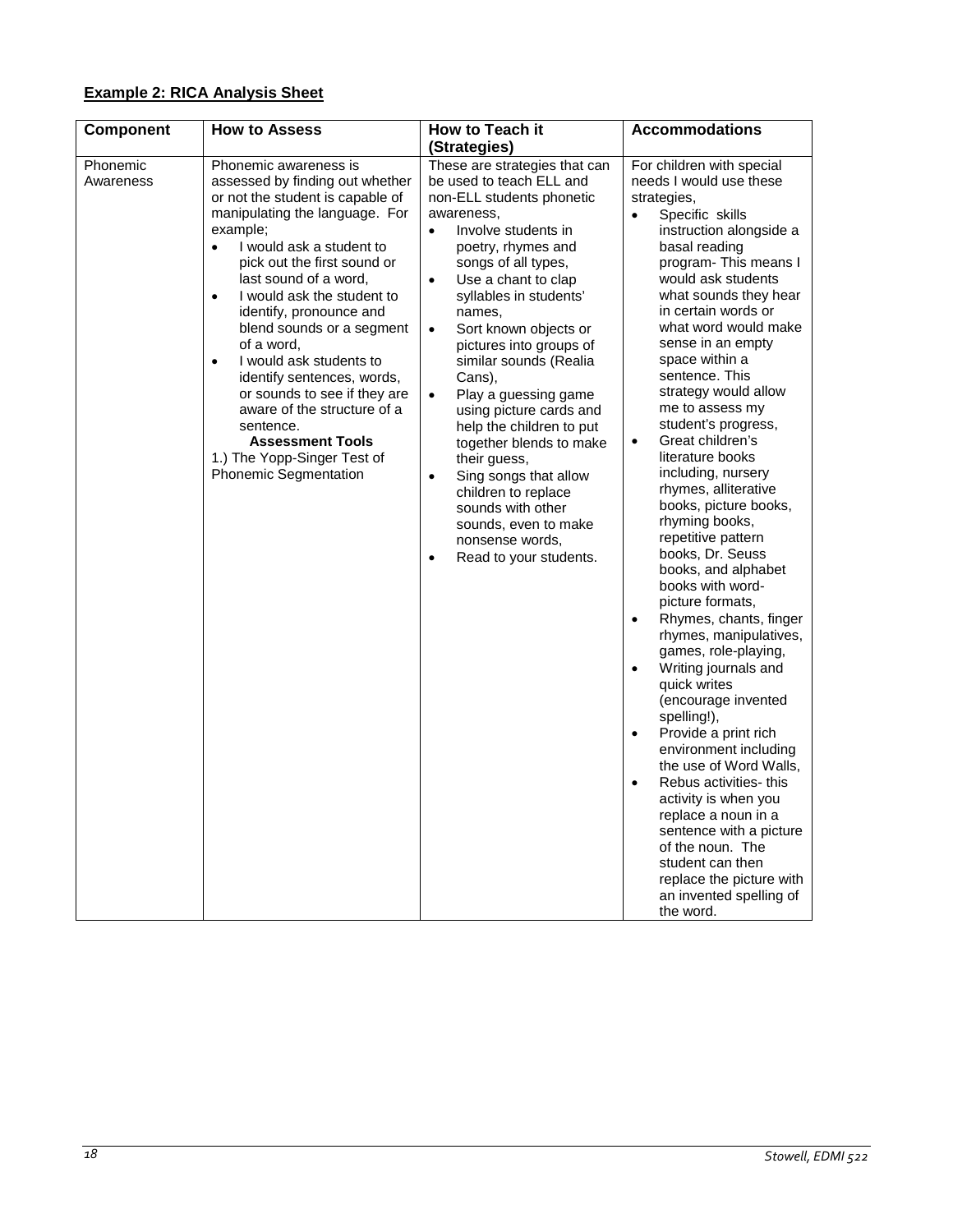**Example 2: RICA Analysis Sheet**

| Component | How to Assess | How to Teach it (Strategies) | Accommodations |
|---|---|---|---|
| Phonemic Awareness | Phonemic awareness is assessed by finding out whether or not the student is capable of manipulating the language. For example;<br>• I would ask a student to pick out the first sound or last sound of a word,<br>• I would ask the student to identify, pronounce and blend sounds or a segment of a word,<br>• I would ask students to identify sentences, words, or sounds to see if they are aware of the structure of a sentence.<br>**Assessment Tools**<br>1.) The Yopp-Singer Test of Phonemic Segmentation | These are strategies that can be used to teach ELL and non-ELL students phonetic awareness,<br>• Involve students in poetry, rhymes and songs of all types,<br>• Use a chant to clap syllables in students' names,<br>• Sort known objects or pictures into groups of similar sounds (Realia Cans),<br>• Play a guessing game using picture cards and help the children to put together blends to make their guess,<br>• Sing songs that allow children to replace sounds with other sounds, even to make nonsense words,<br>• Read to your students. | For children with special needs I would use these strategies,<br>• Specific skills instruction alongside a basal reading program- This means I would ask students what sounds they hear in certain words or what word would make sense in an empty space within a sentence. This strategy would allow me to assess my student's progress,<br>• Great children's literature books including, nursery rhymes, alliterative books, picture books, rhyming books, repetitive pattern books, Dr. Seuss books, and alphabet books with word-picture formats,<br>• Rhymes, chants, finger rhymes, manipulatives, games, role-playing,<br>• Writing journals and quick writes (encourage invented spelling!),<br>• Provide a print rich environment including the use of Word Walls,<br>• Rebus activities- this activity is when you replace a noun in a sentence with a picture of the noun. The student can then replace the picture with an invented spelling of the word. |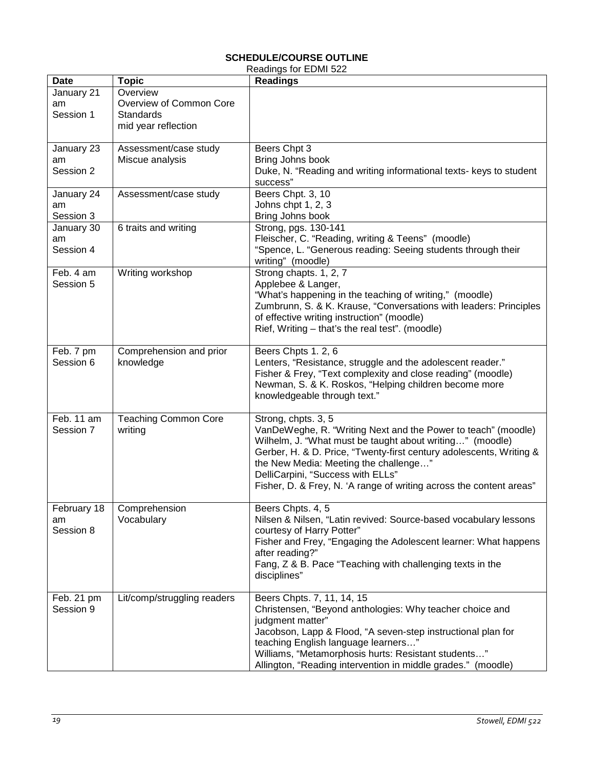**SCHEDULE/COURSE OUTLINE**

Readings for EDMI 522

| Date | Topic | Readings |
|---|---|---|
| January 21 am Session 1 | Overview Overview of Common Core Standards mid year reflection | |
| January 23 am Session 2 | Assessment/case study Miscue analysis | Beers Chpt 3<br>Bring Johns book<br>Duke, N. "Reading and writing informational texts- keys to student success" |
| January 24 am Session 3 | Assessment/case study | Beers Chpt. 3, 10<br>Johns chpt 1, 2, 3<br>Bring Johns book |
| January 30 am Session 4 | 6 traits and writing | Strong, pgs. 130-141<br>Fleischer, C. "Reading, writing & Teens" (moodle)<br>"Spence, L. "Generous reading: Seeing students through their writing" (moodle) |
| Feb. 4 am Session 5 | Writing workshop | Strong chapts. 1, 2, 7<br>Applebee & Langer,<br>"What's happening in the teaching of writing," (moodle)<br>Zumbrunn, S. & K. Krause, "Conversations with leaders: Principles of effective writing instruction" (moodle)<br>Rief, Writing – that's the real test". (moodle) |
| Feb. 7 pm Session 6 | Comprehension and prior knowledge | Beers Chpts 1. 2, 6<br>Lenters, "Resistance, struggle and the adolescent reader."<br>Fisher & Frey, "Text complexity and close reading" (moodle)<br>Newman, S. & K. Roskos, "Helping children become more knowledgeable through text." |
| Feb. 11 am Session 7 | Teaching Common Core writing | Strong, chpts. 3, 5<br>VanDeWeghe, R. "Writing Next and the Power to teach" (moodle)<br>Wilhelm, J. "What must be taught about writing…" (moodle)<br>Gerber, H. & D. Price, "Twenty-first century adolescents, Writing & the New Media: Meeting the challenge…"<br>DelliCarpini, "Success with ELLs"<br>Fisher, D. & Frey, N. 'A range of writing across the content areas" |
| February 18 am Session 8 | Comprehension Vocabulary | Beers Chpts. 4, 5<br>Nilsen & Nilsen, "Latin revived: Source-based vocabulary lessons courtesy of Harry Potter"<br>Fisher and Frey, "Engaging the Adolescent learner: What happens after reading?"<br>Fang, Z & B. Pace "Teaching with challenging texts in the disciplines" |
| Feb. 21 pm Session 9 | Lit/comp/struggling readers | Beers Chpts. 7, 11, 14, 15<br>Christensen, "Beyond anthologies: Why teacher choice and judgment matter"<br>Jacobson, Lapp & Flood, "A seven-step instructional plan for teaching English language learners…"<br>Williams, "Metamorphosis hurts: Resistant students…"<br>Allington, "Reading intervention in middle grades." (moodle) |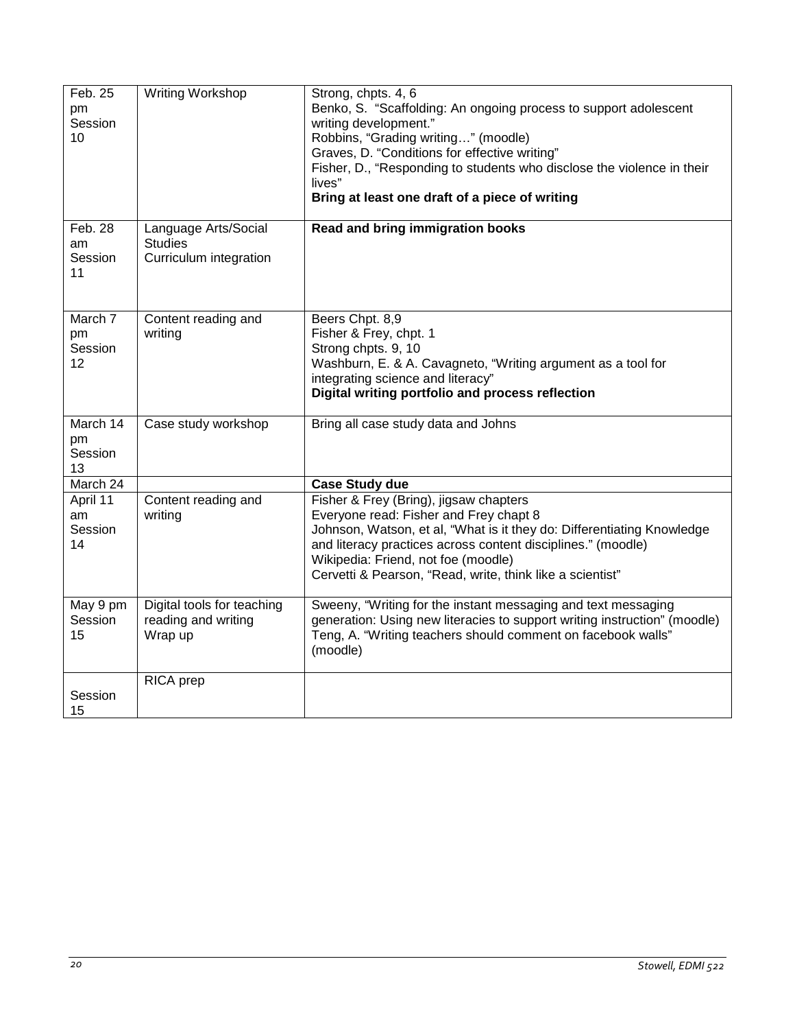| | | |
|---|---|---|
| Feb. 25 pm Session 10 | Writing Workshop | Strong, chpts. 4, 6<br>Benko, S. "Scaffolding: An ongoing process to support adolescent writing development."<br>Robbins, "Grading writing…" (moodle)<br>Graves, D. "Conditions for effective writing"<br>Fisher, D., "Responding to students who disclose the violence in their lives"<br>**Bring at least one draft of a piece of writing** |
| Feb. 28 am Session 11 | Language Arts/Social Studies Curriculum integration | **Read and bring immigration books** |
| March 7 pm Session 12 | Content reading and writing | Beers Chpt. 8,9<br>Fisher & Frey, chpt. 1<br>Strong chpts. 9, 10<br>Washburn, E. & A. Cavagneto, "Writing argument as a tool for integrating science and literacy"<br>**Digital writing portfolio and process reflection** |
| March 14 pm Session 13 | Case study workshop | Bring all case study data and Johns |
| March 24 | | **Case Study due** |
| April 11 am Session 14 | Content reading and writing | Fisher & Frey (Bring), jigsaw chapters<br>Everyone read: Fisher and Frey chapt 8<br>Johnson, Watson, et al, "What is it they do: Differentiating Knowledge and literacy practices across content disciplines." (moodle)<br>Wikipedia: Friend, not foe (moodle)<br>Cervetti & Pearson, "Read, write, think like a scientist" |
| May 9 pm Session 15 | Digital tools for teaching reading and writing<br>Wrap up | Sweeny, "Writing for the instant messaging and text messaging generation: Using new literacies to support writing instruction" (moodle)<br>Teng, A. "Writing teachers should comment on facebook walls" (moodle) |
| Session 15 | RICA prep | |